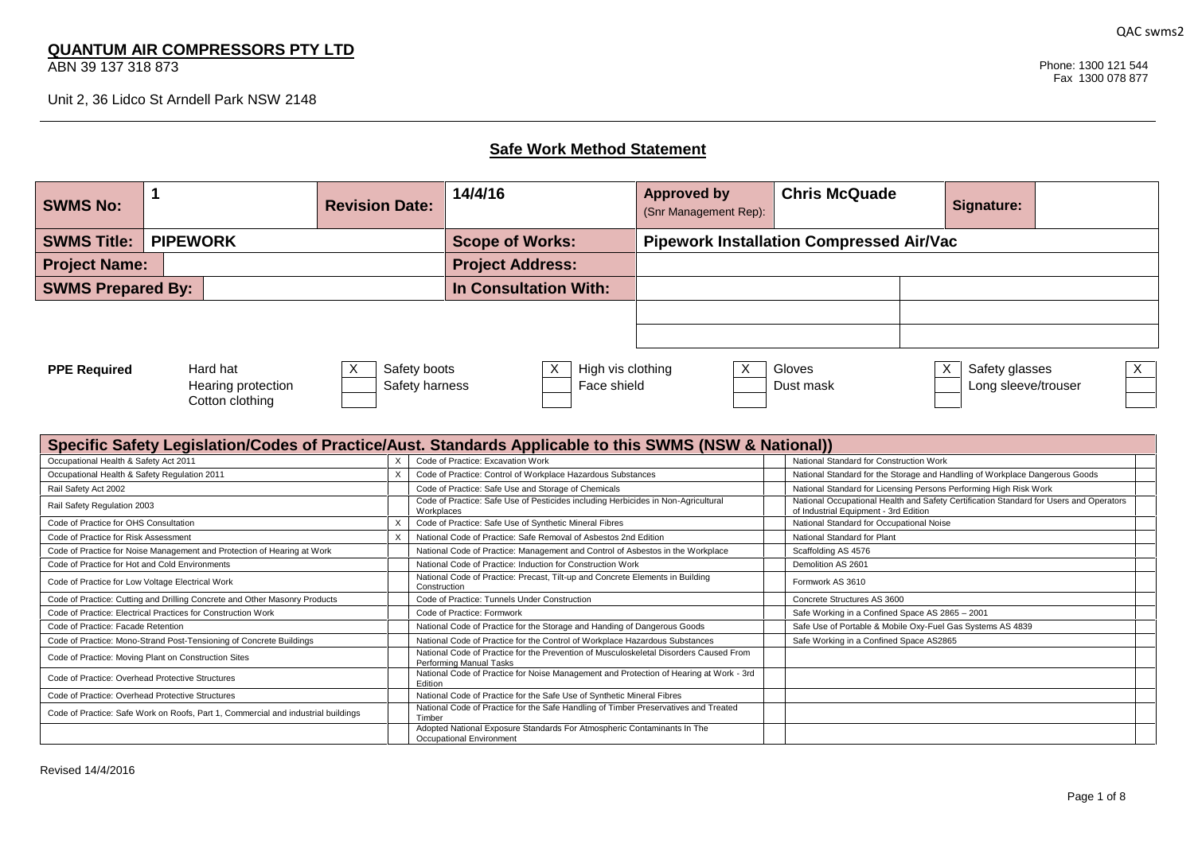QAC swms2

**QUANTUM AIR COMPRESSORS PTY LTD**
ABN 39 137 318 873

Unit 2, 36 Lidco St Arndell Park NSW 2148

Phone: 1300 121 544
Fax 1300 078 877

## Safe Work Method Statement

| | | | | | | | |
|---|---|---|---|---|---|---|---|
| **SWMS No:** | **1** | **Revision Date:** | **14/4/16** | **Approved by** (Snr Management Rep): | **Chris McQuade** | **Signature:** | |
| **SWMS Title:** | **PIPEWORK** | | **Scope of Works:** | **Pipework Installation Compressed Air/Vac** | | | |
| **Project Name:** | | | **Project Address:** | | | | |
| **SWMS Prepared By:** | | | **In Consultation With:** | | | | |
| | | | | | | | |
| | | | | | | | |

**PPE Required**

| | | | | | | | | | |
|---|---|---|---|---|---|---|---|---|---|
| Hard hat | X | Safety boots | X | High vis clothing | X | Gloves | X | Safety glasses | X |
| Hearing protection | | Safety harness | | Face shield | | Dust mask | | Long sleeve/trouser | |
| Cotton clothing | | | | | | | | | |

| Specific Safety Legislation/Codes of Practice/Aust. Standards Applicable to this SWMS (NSW & National)) | | | | | |
|---|---|---|---|---|---|
| Occupational Health & Safety Act 2011 | X | Code of Practice: Excavation Work | | National Standard for Construction Work | |
| Occupational Health & Safety Regulation 2011 | X | Code of Practice: Control of Workplace Hazardous Substances | | National Standard for the Storage and Handling of Workplace Dangerous Goods | |
| Rail Safety Act 2002 | | Code of Practice: Safe Use and Storage of Chemicals | | National Standard for Licensing Persons Performing High Risk Work | |
| Rail Safety Regulation 2003 | | Code of Practice: Safe Use of Pesticides including Herbicides in Non-Agricultural Workplaces | | National Occupational Health and Safety Certification Standard for Users and Operators of Industrial Equipment - 3rd Edition | |
| Code of Practice for OHS Consultation | X | Code of Practice: Safe Use of Synthetic Mineral Fibres | | National Standard for Occupational Noise | |
| Code of Practice for Risk Assessment | X | National Code of Practice: Safe Removal of Asbestos 2nd Edition | | National Standard for Plant | |
| Code of Practice for Noise Management and Protection of Hearing at Work | | National Code of Practice: Management and Control of Asbestos in the Workplace | | Scaffolding AS 4576 | |
| Code of Practice for Hot and Cold Environments | | National Code of Practice: Induction for Construction Work | | Demolition AS 2601 | |
| Code of Practice for Low Voltage Electrical Work | | National Code of Practice: Precast, Tilt-up and Concrete Elements in Building Construction | | Formwork AS 3610 | |
| Code of Practice: Cutting and Drilling Concrete and Other Masonry Products | | Code of Practice: Tunnels Under Construction | | Concrete Structures AS 3600 | |
| Code of Practice: Electrical Practices for Construction Work | | Code of Practice: Formwork | | Safe Working in a Confined Space AS 2865 – 2001 | |
| Code of Practice: Facade Retention | | National Code of Practice for the Storage and Handing of Dangerous Goods | | Safe Use of Portable & Mobile Oxy-Fuel Gas Systems AS 4839 | |
| Code of Practice: Mono-Strand Post-Tensioning of Concrete Buildings | | National Code of Practice for the Control of Workplace Hazardous Substances | | Safe Working in a Confined Space AS2865 | |
| Code of Practice: Moving Plant on Construction Sites | | National Code of Practice for the Prevention of Musculoskeletal Disorders Caused From Performing Manual Tasks | | | |
| Code of Practice: Overhead Protective Structures | | National Code of Practice for Noise Management and Protection of Hearing at Work - 3rd Edition | | | |
| Code of Practice: Overhead Protective Structures | | National Code of Practice for the Safe Use of Synthetic Mineral Fibres | | | |
| Code of Practice: Safe Work on Roofs, Part 1, Commercial and industrial buildings | | National Code of Practice for the Safe Handling of Timber Preservatives and Treated Timber | | | |
| | | Adopted National Exposure Standards For Atmospheric Contaminants In The Occupational Environment | | | |

Revised 14/4/2016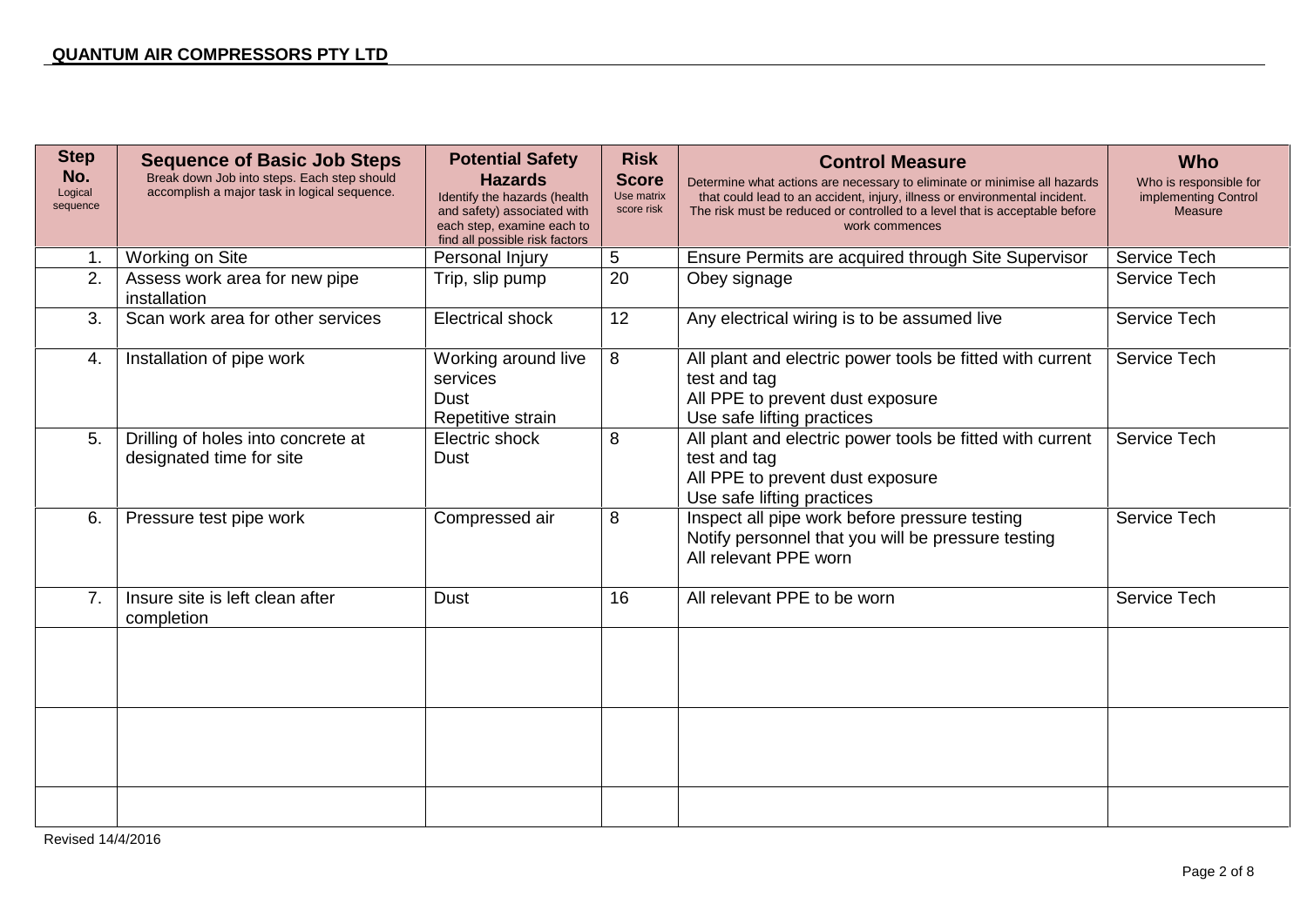**QUANTUM AIR COMPRESSORS PTY LTD**

| **Step No.** Logical sequence | **Sequence of Basic Job Steps** Break down Job into steps. Each step should accomplish a major task in logical sequence. | **Potential Safety Hazards** Identify the hazards (health and safety) associated with each step, examine each to find all possible risk factors | **Risk Score** Use matrix score risk | **Control Measure** Determine what actions are necessary to eliminate or minimise all hazards that could lead to an accident, injury, illness or environmental incident. The risk must be reduced or controlled to a level that is acceptable before work commences | **Who** Who is responsible for implementing Control Measure |
|---|---|---|---|---|---|
| 1. | Working on Site | Personal Injury | 5 | Ensure Permits are acquired through Site Supervisor | Service Tech |
| 2. | Assess work area for new pipe installation | Trip, slip pump | 20 | Obey signage | Service Tech |
| 3. | Scan work area for other services | Electrical shock | 12 | Any electrical wiring is to be assumed live | Service Tech |
| 4. | Installation of pipe work | Working around live services<br>Dust<br>Repetitive strain | 8 | All plant and electric power tools be fitted with current test and tag<br>All PPE to prevent dust exposure<br>Use safe lifting practices | Service Tech |
| 5. | Drilling of holes into concrete at designated time for site | Electric shock<br>Dust | 8 | All plant and electric power tools be fitted with current test and tag<br>All PPE to prevent dust exposure<br>Use safe lifting practices | Service Tech |
| 6. | Pressure test pipe work | Compressed air | 8 | Inspect all pipe work before pressure testing<br>Notify personnel that you will be pressure testing<br>All relevant PPE worn | Service Tech |
| 7. | Insure site is left clean after completion | Dust | 16 | All relevant PPE to be worn | Service Tech |
| | | | | | |
| | | | | | |
| | | | | | |

Revised 14/4/2016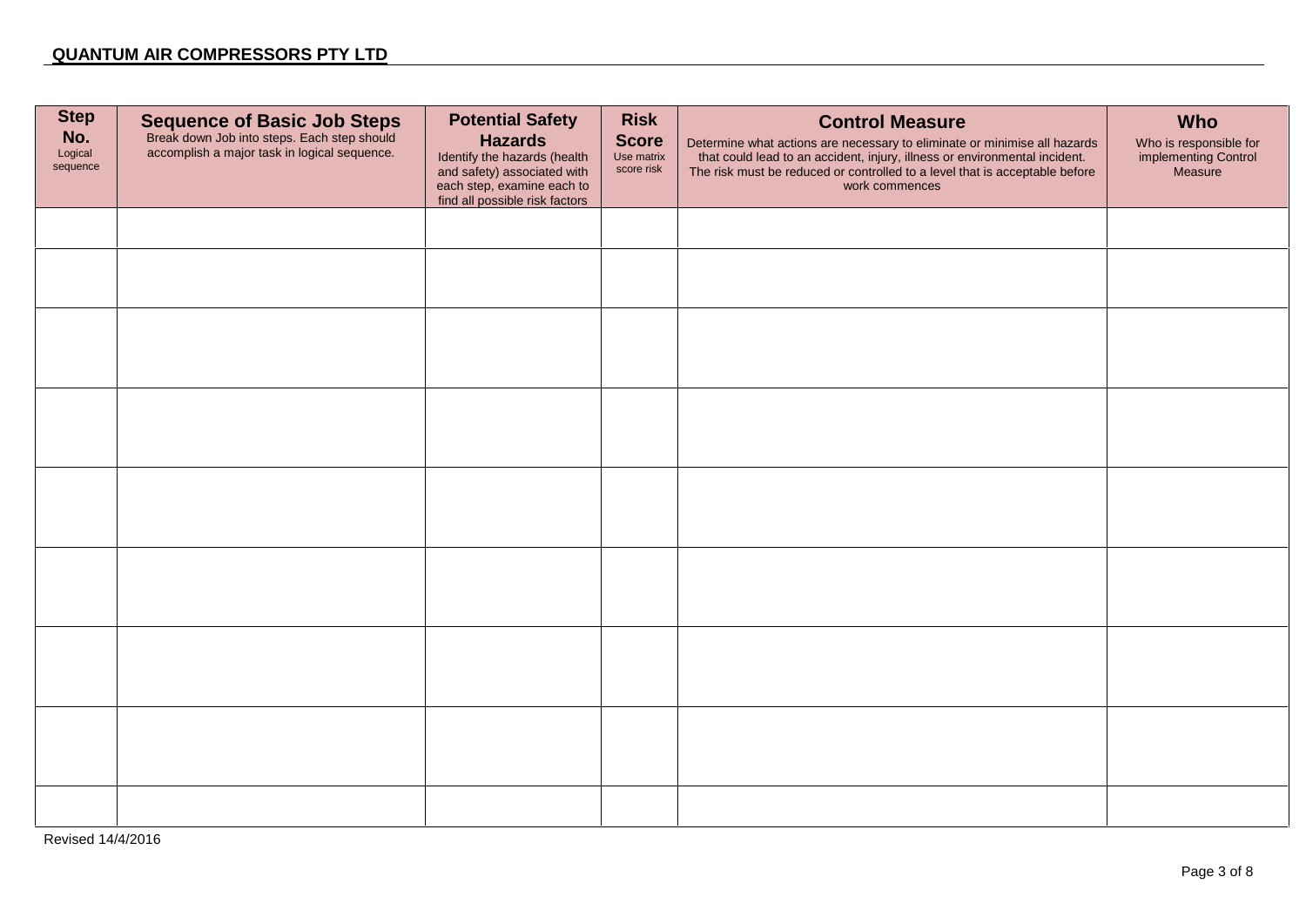| **Step No.** Logical sequence | **Sequence of Basic Job Steps** Break down Job into steps. Each step should accomplish a major task in logical sequence. | **Potential Safety Hazards** Identify the hazards (health and safety) associated with each step, examine each to find all possible risk factors | **Risk Score** Use matrix score risk | **Control Measure** Determine what actions are necessary to eliminate or minimise all hazards that could lead to an accident, injury, illness or environmental incident. The risk must be reduced or controlled to a level that is acceptable before work commences | **Who** Who is responsible for implementing Control Measure |
|---|---|---|---|---|---|
| | | | | | |
| | | | | | |
| | | | | | |
| | | | | | |
| | | | | | |
| | | | | | |
| | | | | | |
| | | | | | |
| | | | | | |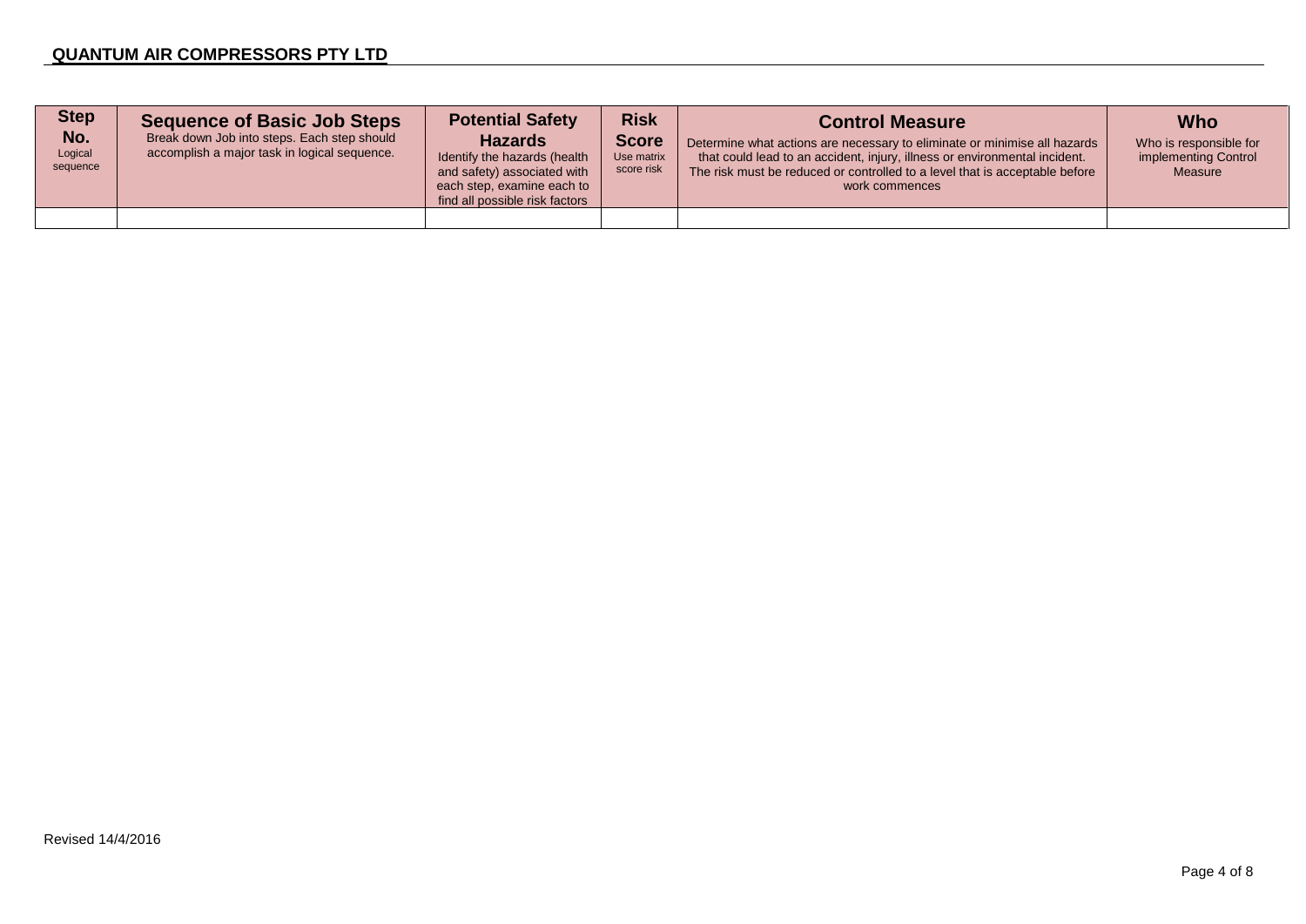**QUANTUM AIR COMPRESSORS PTY LTD**

| **Step No.** Logical sequence | **Sequence of Basic Job Steps** Break down Job into steps. Each step should accomplish a major task in logical sequence. | **Potential Safety Hazards** Identify the hazards (health and safety) associated with each step, examine each to find all possible risk factors | **Risk Score** Use matrix score risk | **Control Measure** Determine what actions are necessary to eliminate or minimise all hazards that could lead to an accident, injury, illness or environmental incident. The risk must be reduced or controlled to a level that is acceptable before work commences | **Who** Who is responsible for implementing Control Measure |
|---|---|---|---|---|---|
| | | | | | |

Revised 14/4/2016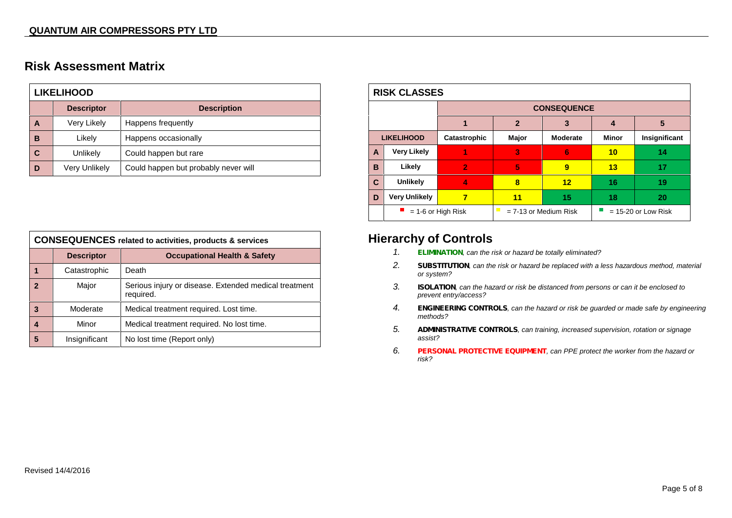**QUANTUM AIR COMPRESSORS PTY LTD**

# Risk Assessment Matrix

| **LIKELIHOOD** | | |
|---|---|---|
| | **Descriptor** | **Description** |
| **A** | Very Likely | Happens frequently |
| **B** | Likely | Happens occasionally |
| **C** | Unlikely | Could happen but rare |
| **D** | Very Unlikely | Could happen but probably never will |

| **CONSEQUENCES** related to activities, products & services | | |
|---|---|---|
| | **Descriptor** | **Occupational Health & Safety** |
| **1** | Catastrophic | Death |
| **2** | Major | Serious injury or disease. Extended medical treatment required. |
| **3** | Moderate | Medical treatment required. Lost time. |
| **4** | Minor | Medical treatment required. No lost time. |
| **5** | Insignificant | No lost time (Report only) |

| **RISK CLASSES** | | | | | | |
|---|---|---|---|---|---|---|
| | | **CONSEQUENCE** | | | | |
| | | **1** | **2** | **3** | **4** | **5** |
| **LIKELIHOOD** | | **Catastrophic** | **Major** | **Moderate** | **Minor** | **Insignificant** |
| **A** | **Very Likely** | **1** | **3** | **6** | **10** | **14** |
| **B** | **Likely** | **2** | **5** | **9** | **13** | **17** |
| **C** | **Unlikely** | **4** | **8** | **12** | **16** | **19** |
| **D** | **Very Unlikely** | **7** | **11** | **15** | **18** | **20** |
| | = 1-6 or High Risk | | = 7-13 or Medium Risk | | = 15-20 or Low Risk | |

# Hierarchy of Controls

1. **ELIMINATION**, *can the risk or hazard be totally eliminated?*
2. **SUBSTITUTION**, *can the risk or hazard be replaced with a less hazardous method, material or system?*
3. **ISOLATION**, *can the hazard or risk be distanced from persons or can it be enclosed to prevent entry/access?*
4. **ENGINEERING CONTROLS**, *can the hazard or risk be guarded or made safe by engineering methods?*
5. **ADMINISTRATIVE CONTROLS**, *can training, increased supervision, rotation or signage assist?*
6. **PERSONAL PROTECTIVE EQUIPMENT**, *can PPE protect the worker from the hazard or risk?*

Revised 14/4/2016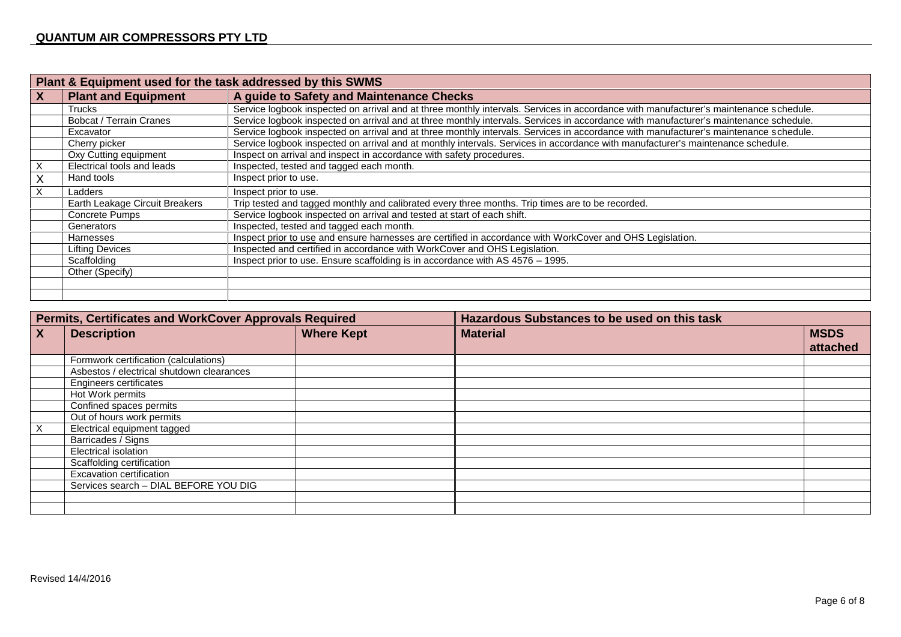**QUANTUM AIR COMPRESSORS PTY LTD**

| Plant & Equipment used for the task addressed by this SWMS | | |
|---|---|---|
| **X** | **Plant and Equipment** | **A guide to Safety and Maintenance Checks** |
| | Trucks | Service logbook inspected on arrival and at three monthly intervals. Services in accordance with manufacturer's maintenance schedule. |
| | Bobcat / Terrain Cranes | Service logbook inspected on arrival and at three monthly intervals. Services in accordance with manufacturer's maintenance schedule. |
| | Excavator | Service logbook inspected on arrival and at three monthly intervals. Services in accordance with manufacturer's maintenance schedule. |
| | Cherry picker | Service logbook inspected on arrival and at monthly intervals. Services in accordance with manufacturer's maintenance schedule. |
| | Oxy Cutting equipment | Inspect on arrival and inspect in accordance with safety procedures. |
| X | Electrical tools and leads | Inspected, tested and tagged each month. |
| X | Hand tools | Inspect prior to use. |
| X | Ladders | Inspect prior to use. |
| | Earth Leakage Circuit Breakers | Trip tested and tagged monthly and calibrated every three months. Trip times are to be recorded. |
| | Concrete Pumps | Service logbook inspected on arrival and tested at start of each shift. |
| | Generators | Inspected, tested and tagged each month. |
| | Harnesses | Inspect prior to use and ensure harnesses are certified in accordance with WorkCover and OHS Legislation. |
| | Lifting Devices | Inspected and certified in accordance with WorkCover and OHS Legislation. |
| | Scaffolding | Inspect prior to use. Ensure scaffolding is in accordance with AS 4576 – 1995. |
| | Other (Specify) | |
| | | |
| | | |

| Permits, Certificates and WorkCover Approvals Required | | | Hazardous Substances to be used on this task | |
|---|---|---|---|---|
| **X** | **Description** | **Where Kept** | **Material** | **MSDS attached** |
| | Formwork certification (calculations) | | | |
| | Asbestos / electrical shutdown clearances | | | |
| | Engineers certificates | | | |
| | Hot Work permits | | | |
| | Confined spaces permits | | | |
| | Out of hours work permits | | | |
| X | Electrical equipment tagged | | | |
| | Barricades / Signs | | | |
| | Electrical isolation | | | |
| | Scaffolding certification | | | |
| | Excavation certification | | | |
| | Services search – DIAL BEFORE YOU DIG | | | |
| | | | | |
| | | | | |

Revised 14/4/2016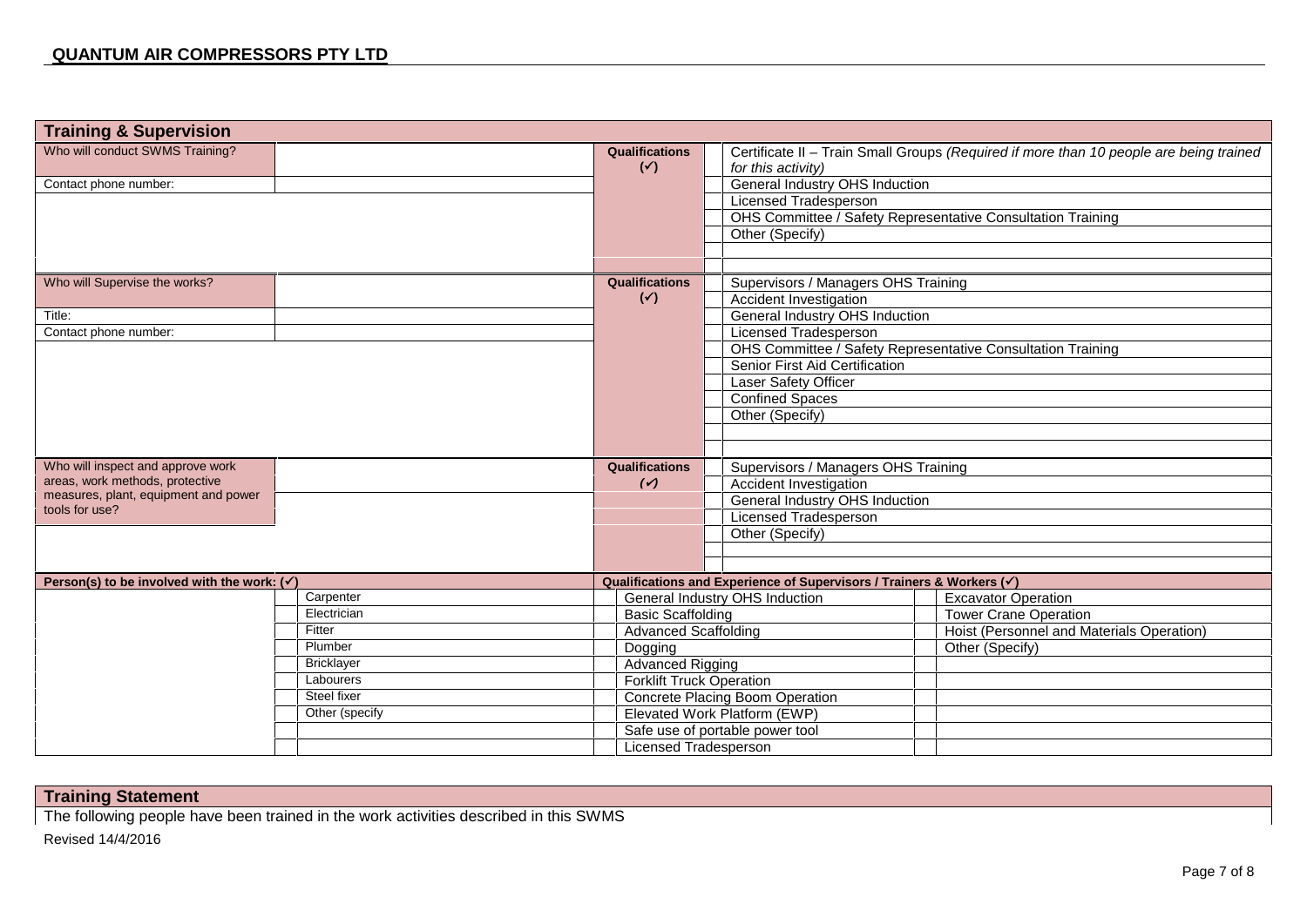## Training & Supervision

| | | | | |
|---|---|---|---|---|
| Who will conduct SWMS Training? | | **Qualifications (✓)** | | Certificate II – Train Small Groups *(Required if more than 10 people are being trained for this activity)* |
| Contact phone number: | | | | General Industry OHS Induction |
| | | | | Licensed Tradesperson |
| | | | | OHS Committee / Safety Representative Consultation Training |
| | | | | Other (Specify) |
| | | | | |
| | | | | |

| | | | | |
|---|---|---|---|---|
| Who will Supervise the works? | | **Qualifications (✓)** | | Supervisors / Managers OHS Training |
| | | | | Accident Investigation |
| Title: | | | | General Industry OHS Induction |
| Contact phone number: | | | | Licensed Tradesperson |
| | | | | OHS Committee / Safety Representative Consultation Training |
| | | | | Senior First Aid Certification |
| | | | | Laser Safety Officer |
| | | | | Confined Spaces |
| | | | | Other (Specify) |
| | | | | |
| | | | | |

| | | | | |
|---|---|---|---|---|
| Who will inspect and approve work areas, work methods, protective measures, plant, equipment and power tools for use? | | **Qualifications (✓)** | | Supervisors / Managers OHS Training |
| | | | | Accident Investigation |
| | | | | General Industry OHS Induction |
| | | | | Licensed Tradesperson |
| | | | | Other (Specify) |
| | | | | |
| | | | | |

| **Person(s) to be involved with the work: (✓)** | | **Qualifications and Experience of Supervisors / Trainers & Workers (✓)** | | | |
|---|---|---|---|---|---|
| | Carpenter | | General Industry OHS Induction | | Excavator Operation |
| | Electrician | | Basic Scaffolding | | Tower Crane Operation |
| | Fitter | | Advanced Scaffolding | | Hoist (Personnel and Materials Operation) |
| | Plumber | | Dogging | | Other (Specify) |
| | Bricklayer | | Advanced Rigging | | |
| | Labourers | | Forklift Truck Operation | | |
| | Steel fixer | | Concrete Placing Boom Operation | | |
| | Other (specify | | Elevated Work Platform (EWP) | | |
| | | | Safe use of portable power tool | | |
| | | | Licensed Tradesperson | | |

## Training Statement

The following people have been trained in the work activities described in this SWMS

Revised 14/4/2016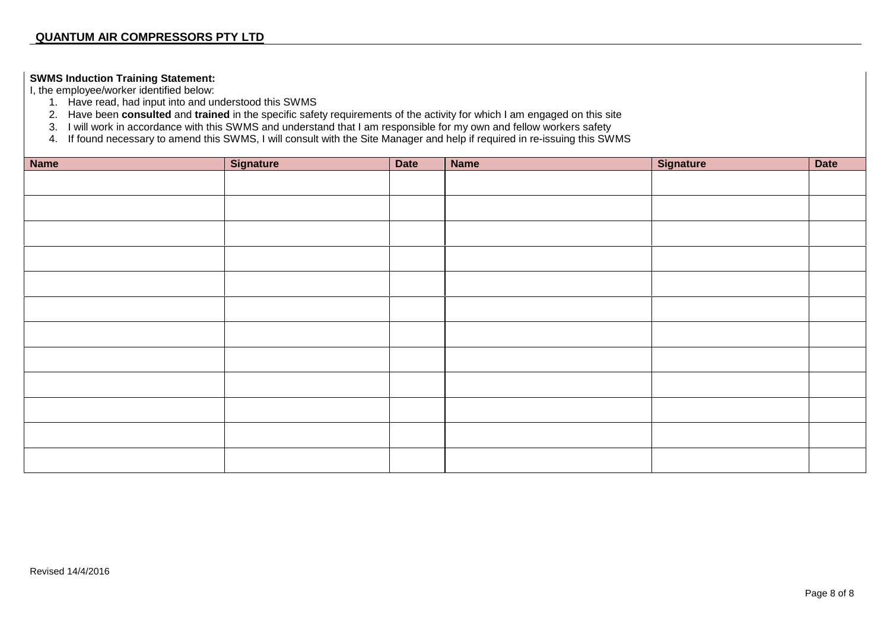**SWMS Induction Training Statement:**

I, the employee/worker identified below:

1. Have read, had input into and understood this SWMS
2. Have been **consulted** and **trained** in the specific safety requirements of the activity for which I am engaged on this site
3. I will work in accordance with this SWMS and understand that I am responsible for my own and fellow workers safety
4. If found necessary to amend this SWMS, I will consult with the Site Manager and help if required in re-issuing this SWMS

| Name | Signature | Date | Name | Signature | Date |
|---|---|---|---|---|---|
| | | | | | |
| | | | | | |
| | | | | | |
| | | | | | |
| | | | | | |
| | | | | | |
| | | | | | |
| | | | | | |
| | | | | | |
| | | | | | |
| | | | | | |
| | | | | | |

Revised 14/4/2016